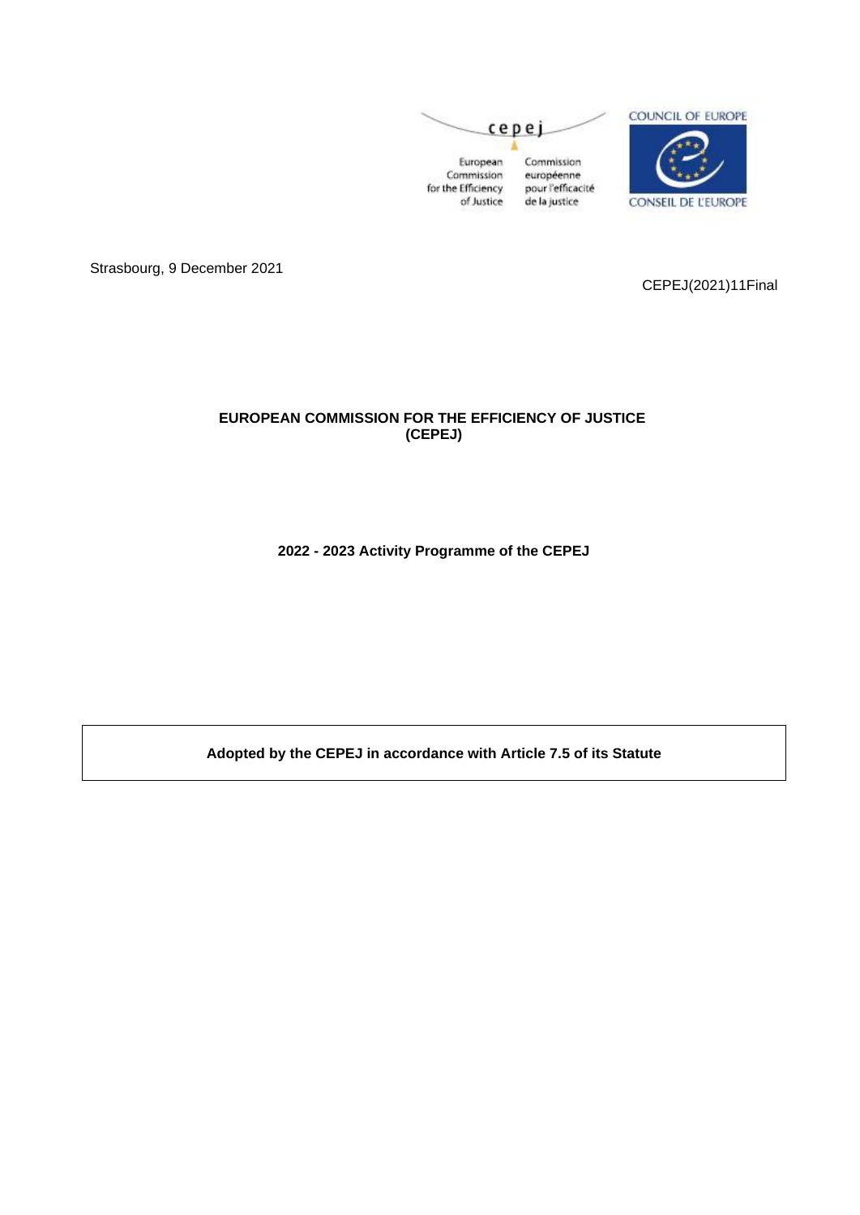cepej

European Commission for the Efficiency of Justice

Commission européenne pour l'efficacité de la justice

COUNCIL OF EUROPE

CONSEIL DE L'EUROPE

Strasbourg, 9 December 2021

CEPEJ(2021)11Final

**EUROPEAN COMMISSION FOR THE EFFICIENCY OF JUSTICE (CEPEJ)**

**2022 - 2023 Activity Programme of the CEPEJ**

**Adopted by the CEPEJ in accordance with Article 7.5 of its Statute**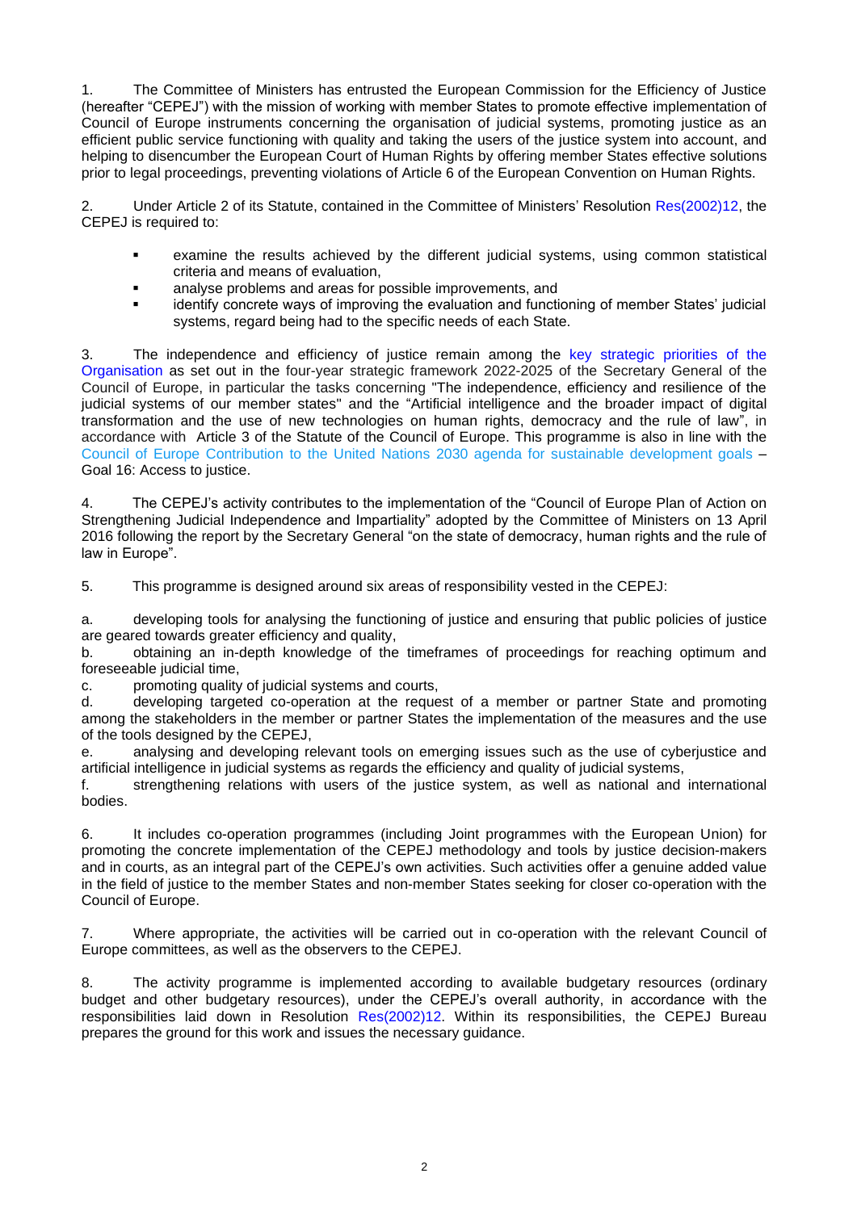1. The Committee of Ministers has entrusted the European Commission for the Efficiency of Justice (hereafter "CEPEJ") with the mission of working with member States to promote effective implementation of Council of Europe instruments concerning the organisation of judicial systems, promoting justice as an efficient public service functioning with quality and taking the users of the justice system into account, and helping to disencumber the European Court of Human Rights by offering member States effective solutions prior to legal proceedings, preventing violations of Article 6 of the European Convention on Human Rights.

2. Under Article 2 of its Statute, contained in the Committee of Ministers' Resolution Res(2002)12, the CEPEJ is required to:

- examine the results achieved by the different judicial systems, using common statistical criteria and means of evaluation,
- analyse problems and areas for possible improvements, and
- identify concrete ways of improving the evaluation and functioning of member States' judicial systems, regard being had to the specific needs of each State.

3. The independence and efficiency of justice remain among the key strategic priorities of the Organisation as set out in the four-year strategic framework 2022-2025 of the Secretary General of the Council of Europe, in particular the tasks concerning "The independence, efficiency and resilience of the judicial systems of our member states" and the "Artificial intelligence and the broader impact of digital transformation and the use of new technologies on human rights, democracy and the rule of law", in accordance with Article 3 of the Statute of the Council of Europe. This programme is also in line with the Council of Europe Contribution to the United Nations 2030 agenda for sustainable development goals – Goal 16: Access to justice.

4. The CEPEJ's activity contributes to the implementation of the "Council of Europe Plan of Action on Strengthening Judicial Independence and Impartiality" adopted by the Committee of Ministers on 13 April 2016 following the report by the Secretary General "on the state of democracy, human rights and the rule of law in Europe".

5. This programme is designed around six areas of responsibility vested in the CEPEJ:

a. developing tools for analysing the functioning of justice and ensuring that public policies of justice are geared towards greater efficiency and quality,
b. obtaining an in-depth knowledge of the timeframes of proceedings for reaching optimum and foreseeable judicial time,
c. promoting quality of judicial systems and courts,
d. developing targeted co-operation at the request of a member or partner State and promoting among the stakeholders in the member or partner States the implementation of the measures and the use of the tools designed by the CEPEJ,
e. analysing and developing relevant tools on emerging issues such as the use of cyberjustice and artificial intelligence in judicial systems as regards the efficiency and quality of judicial systems,
f. strengthening relations with users of the justice system, as well as national and international bodies.

6. It includes co-operation programmes (including Joint programmes with the European Union) for promoting the concrete implementation of the CEPEJ methodology and tools by justice decision-makers and in courts, as an integral part of the CEPEJ's own activities. Such activities offer a genuine added value in the field of justice to the member States and non-member States seeking for closer co-operation with the Council of Europe.

7. Where appropriate, the activities will be carried out in co-operation with the relevant Council of Europe committees, as well as the observers to the CEPEJ.

8. The activity programme is implemented according to available budgetary resources (ordinary budget and other budgetary resources), under the CEPEJ's overall authority, in accordance with the responsibilities laid down in Resolution Res(2002)12. Within its responsibilities, the CEPEJ Bureau prepares the ground for this work and issues the necessary guidance.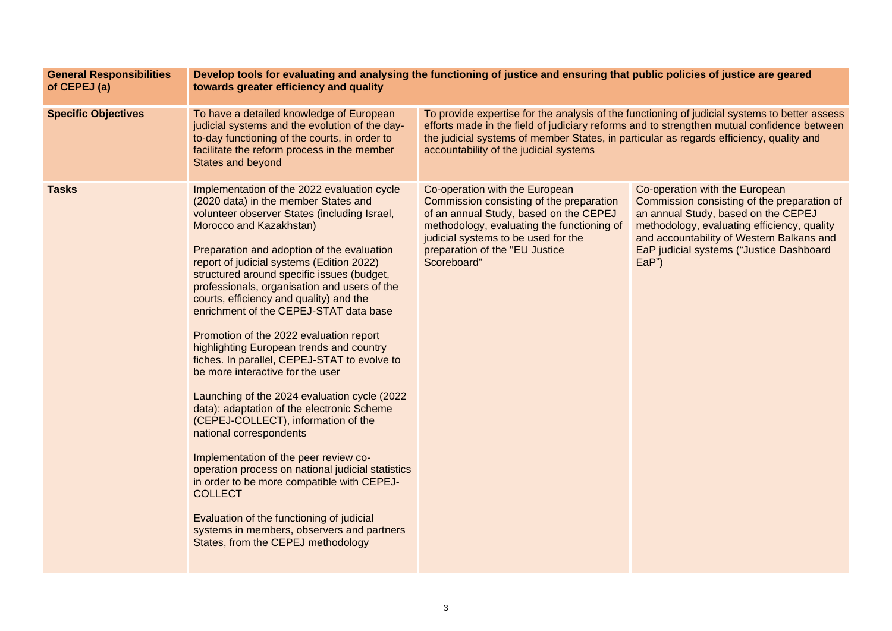| **General Responsibilities of CEPEJ (a)** | **Develop tools for evaluating and analysing the functioning of justice and ensuring that public policies of justice are geared towards greater efficiency and quality** | | |
|---|---|---|---|
| **Specific Objectives** | To have a detailed knowledge of European judicial systems and the evolution of the day-to-day functioning of the courts, in order to facilitate the reform process in the member States and beyond | To provide expertise for the analysis of the functioning of judicial systems to better assess efforts made in the field of judiciary reforms and to strengthen mutual confidence between the judicial systems of member States, in particular as regards efficiency, quality and accountability of the judicial systems | |
| **Tasks** | Implementation of the 2022 evaluation cycle (2020 data) in the member States and volunteer observer States (including Israel, Morocco and Kazakhstan)<br><br>Preparation and adoption of the evaluation report of judicial systems (Edition 2022) structured around specific issues (budget, professionals, organisation and users of the courts, efficiency and quality) and the enrichment of the CEPEJ-STAT data base<br><br>Promotion of the 2022 evaluation report highlighting European trends and country fiches. In parallel, CEPEJ-STAT to evolve to be more interactive for the user<br><br>Launching of the 2024 evaluation cycle (2022 data): adaptation of the electronic Scheme (CEPEJ-COLLECT), information of the national correspondents<br><br>Implementation of the peer review co-operation process on national judicial statistics in order to be more compatible with CEPEJ-COLLECT<br><br>Evaluation of the functioning of judicial systems in members, observers and partners States, from the CEPEJ methodology | Co-operation with the European Commission consisting of the preparation of an annual Study, based on the CEPEJ methodology, evaluating the functioning of judicial systems to be used for the preparation of the "EU Justice Scoreboard" | Co-operation with the European Commission consisting of the preparation of an annual Study, based on the CEPEJ methodology, evaluating efficiency, quality and accountability of Western Balkans and EaP judicial systems ("Justice Dashboard EaP") |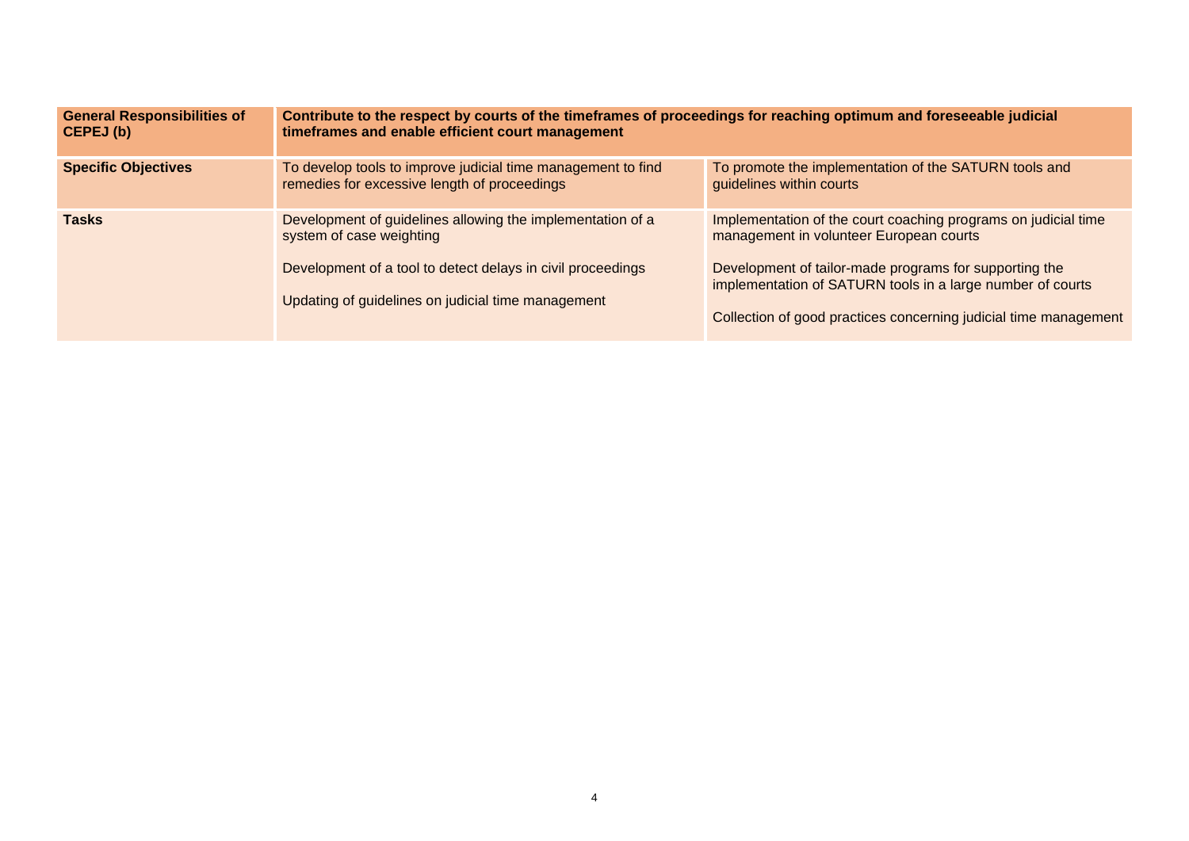| **General Responsibilities of CEPEJ (b)** | **Contribute to the respect by courts of the timeframes of proceedings for reaching optimum and foreseeable judicial timeframes and enable efficient court management** | |
|---|---|---|
| **Specific Objectives** | To develop tools to improve judicial time management to find remedies for excessive length of proceedings | To promote the implementation of the SATURN tools and guidelines within courts |
| **Tasks** | Development of guidelines allowing the implementation of a system of case weighting<br><br>Development of a tool to detect delays in civil proceedings<br><br>Updating of guidelines on judicial time management | Implementation of the court coaching programs on judicial time management in volunteer European courts<br><br>Development of tailor-made programs for supporting the implementation of SATURN tools in a large number of courts<br><br>Collection of good practices concerning judicial time management |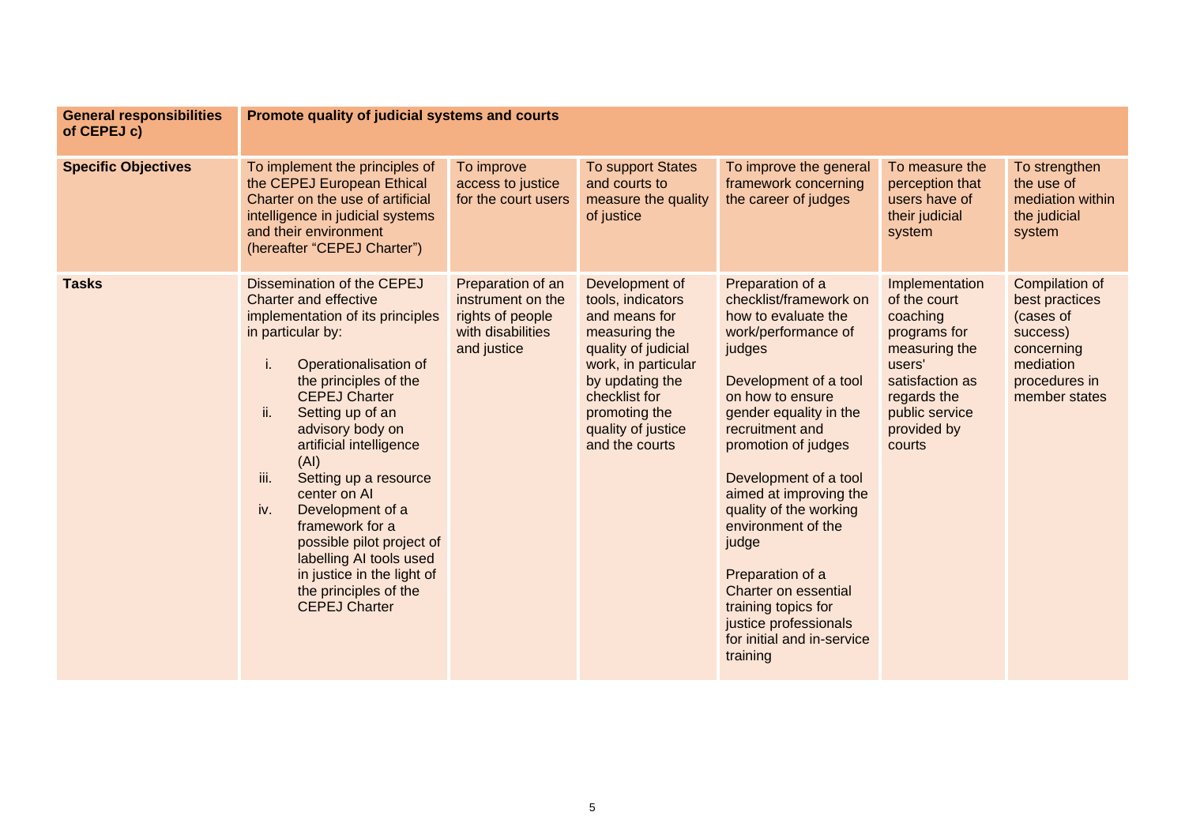| **General responsibilities of CEPEJ c)** | **Promote quality of judicial systems and courts** | | | | | |
|---|---|---|---|---|---|---|
| **Specific Objectives** | To implement the principles of the CEPEJ European Ethical Charter on the use of artificial intelligence in judicial systems and their environment (hereafter "CEPEJ Charter") | To improve access to justice for the court users | To support States and courts to measure the quality of justice | To improve the general framework concerning the career of judges | To measure the perception that users have of their judicial system | To strengthen the use of mediation within the judicial system |
| **Tasks** | Dissemination of the CEPEJ Charter and effective implementation of its principles in particular by:<br>i. Operationalisation of the principles of the CEPEJ Charter<br>ii. Setting up of an advisory body on artificial intelligence (AI)<br>iii. Setting up a resource center on AI<br>iv. Development of a framework for a possible pilot project of labelling AI tools used in justice in the light of the principles of the CEPEJ Charter | Preparation of an instrument on the rights of people with disabilities and justice | Development of tools, indicators and means for measuring the quality of judicial work, in particular by updating the checklist for promoting the quality of justice and the courts | Preparation of a checklist/framework on how to evaluate the work/performance of judges<br><br>Development of a tool on how to ensure gender equality in the recruitment and promotion of judges<br><br>Development of a tool aimed at improving the quality of the working environment of the judge<br><br>Preparation of a Charter on essential training topics for justice professionals for initial and in-service training | Implementation of the court coaching programs for measuring the users' satisfaction as regards the public service provided by courts | Compilation of best practices (cases of success) concerning mediation procedures in member states |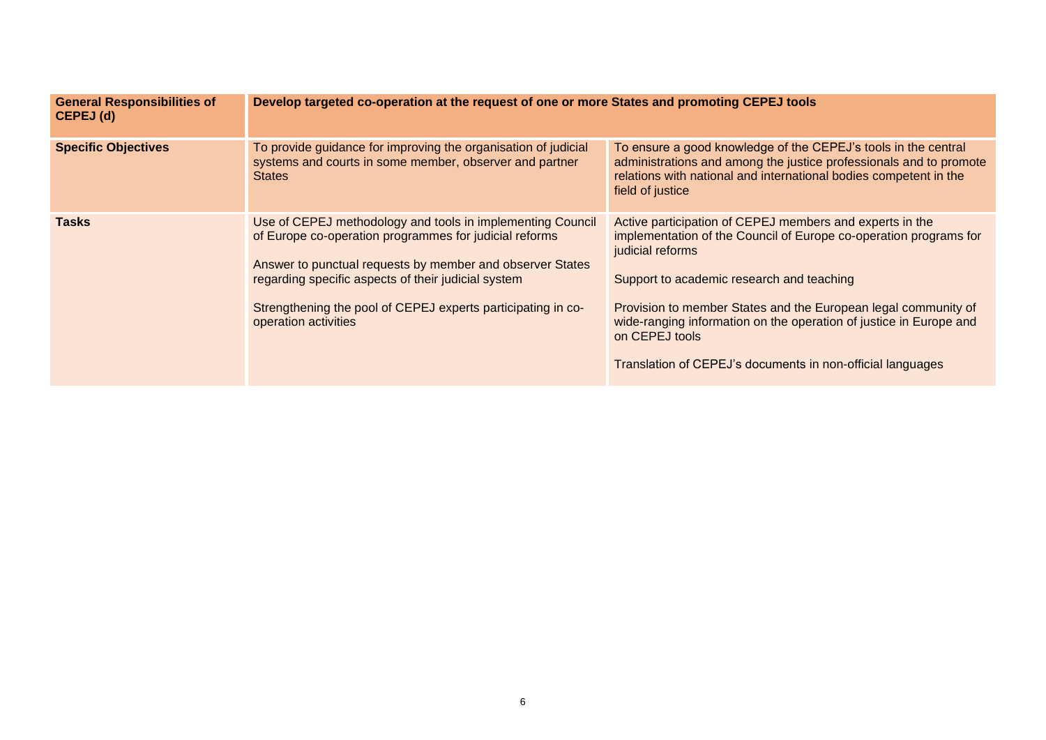| **General Responsibilities of CEPEJ (d)** | **Develop targeted co-operation at the request of one or more States and promoting CEPEJ tools** | |
|---|---|---|
| **Specific Objectives** | To provide guidance for improving the organisation of judicial systems and courts in some member, observer and partner States | To ensure a good knowledge of the CEPEJ's tools in the central administrations and among the justice professionals and to promote relations with national and international bodies competent in the field of justice |
| **Tasks** | Use of CEPEJ methodology and tools in implementing Council of Europe co-operation programmes for judicial reforms<br><br>Answer to punctual requests by member and observer States regarding specific aspects of their judicial system<br><br>Strengthening the pool of CEPEJ experts participating in co-operation activities | Active participation of CEPEJ members and experts in the implementation of the Council of Europe co-operation programs for judicial reforms<br><br>Support to academic research and teaching<br><br>Provision to member States and the European legal community of wide-ranging information on the operation of justice in Europe and on CEPEJ tools<br><br>Translation of CEPEJ's documents in non-official languages |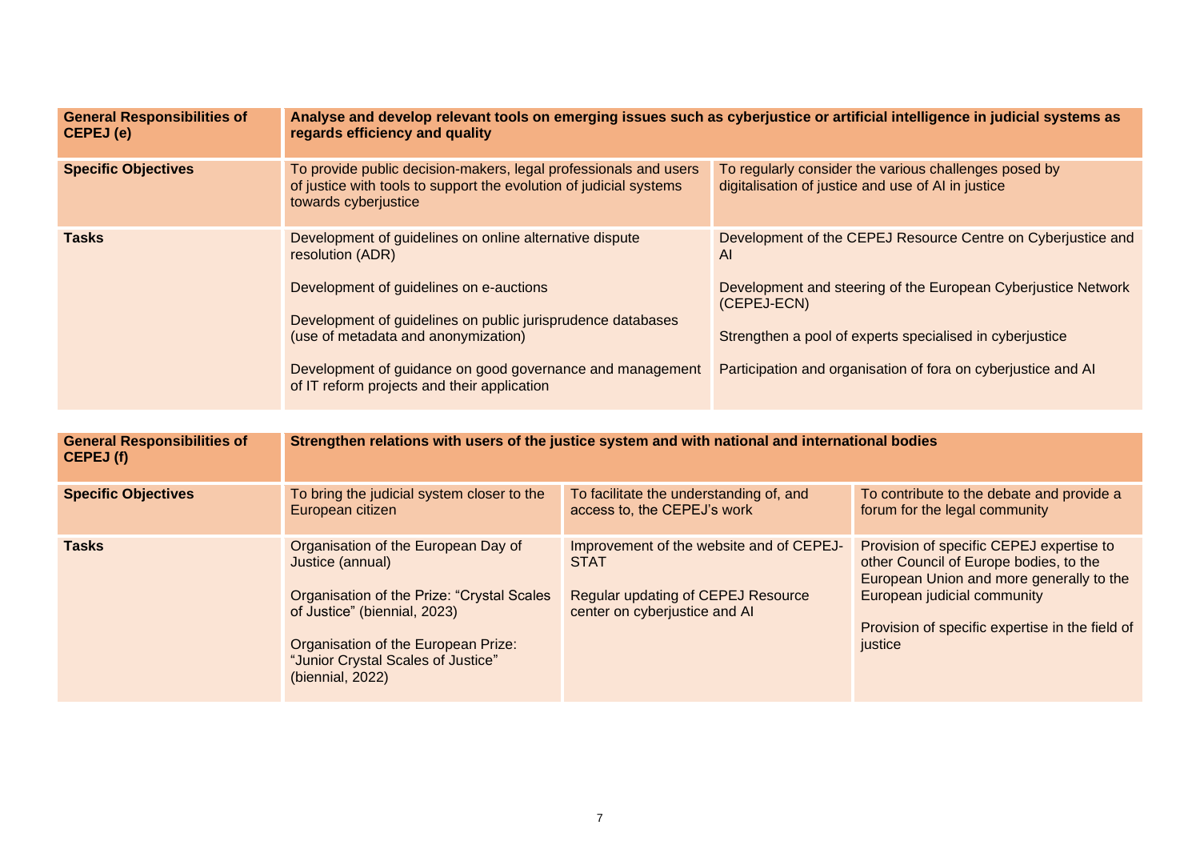| General Responsibilities of CEPEJ (e) | Analyse and develop relevant tools on emerging issues such as cyberjustice or artificial intelligence in judicial systems as regards efficiency and quality | |
|---|---|---|
| **Specific Objectives** | To provide public decision-makers, legal professionals and users of justice with tools to support the evolution of judicial systems towards cyberjustice | To regularly consider the various challenges posed by digitalisation of justice and use of AI in justice |
| **Tasks** | Development of guidelines on online alternative dispute resolution (ADR)<br><br>Development of guidelines on e-auctions<br><br>Development of guidelines on public jurisprudence databases (use of metadata and anonymization)<br><br>Development of guidance on good governance and management of IT reform projects and their application | Development of the CEPEJ Resource Centre on Cyberjustice and AI<br><br>Development and steering of the European Cyberjustice Network (CEPEJ-ECN)<br><br>Strengthen a pool of experts specialised in cyberjustice<br><br>Participation and organisation of fora on cyberjustice and AI |

| General Responsibilities of CEPEJ (f) | Strengthen relations with users of the justice system and with national and international bodies | | |
|---|---|---|---|
| **Specific Objectives** | To bring the judicial system closer to the European citizen | To facilitate the understanding of, and access to, the CEPEJ's work | To contribute to the debate and provide a forum for the legal community |
| **Tasks** | Organisation of the European Day of Justice (annual)<br><br>Organisation of the Prize: "Crystal Scales of Justice" (biennial, 2023)<br><br>Organisation of the European Prize: "Junior Crystal Scales of Justice" (biennial, 2022) | Improvement of the website and of CEPEJ-STAT<br><br>Regular updating of CEPEJ Resource center on cyberjustice and AI | Provision of specific CEPEJ expertise to other Council of Europe bodies, to the European Union and more generally to the European judicial community<br><br>Provision of specific expertise in the field of justice |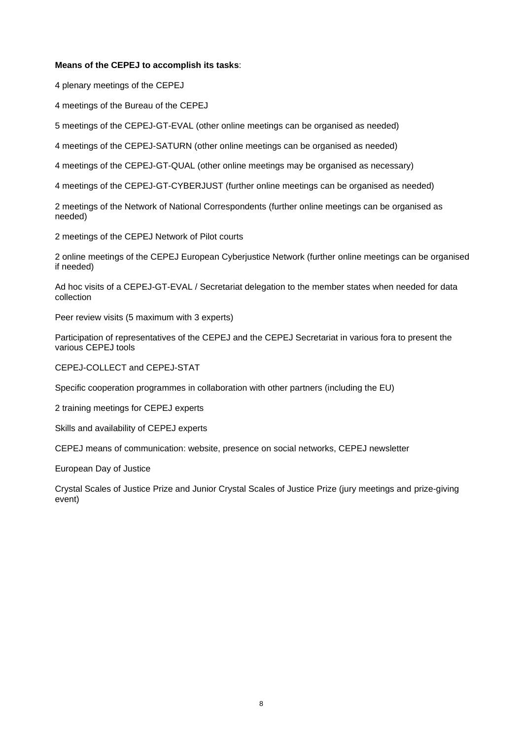**Means of the CEPEJ to accomplish its tasks**:

4 plenary meetings of the CEPEJ

4 meetings of the Bureau of the CEPEJ

5 meetings of the CEPEJ-GT-EVAL (other online meetings can be organised as needed)

4 meetings of the CEPEJ-SATURN (other online meetings can be organised as needed)

4 meetings of the CEPEJ-GT-QUAL (other online meetings may be organised as necessary)

4 meetings of the CEPEJ-GT-CYBERJUST (further online meetings can be organised as needed)

2 meetings of the Network of National Correspondents (further online meetings can be organised as needed)

2 meetings of the CEPEJ Network of Pilot courts

2 online meetings of the CEPEJ European Cyberjustice Network (further online meetings can be organised if needed)

Ad hoc visits of a CEPEJ-GT-EVAL / Secretariat delegation to the member states when needed for data collection

Peer review visits (5 maximum with 3 experts)

Participation of representatives of the CEPEJ and the CEPEJ Secretariat in various fora to present the various CEPEJ tools

CEPEJ-COLLECT and CEPEJ-STAT

Specific cooperation programmes in collaboration with other partners (including the EU)

2 training meetings for CEPEJ experts

Skills and availability of CEPEJ experts

CEPEJ means of communication: website, presence on social networks, CEPEJ newsletter

European Day of Justice

Crystal Scales of Justice Prize and Junior Crystal Scales of Justice Prize (jury meetings and prize-giving event)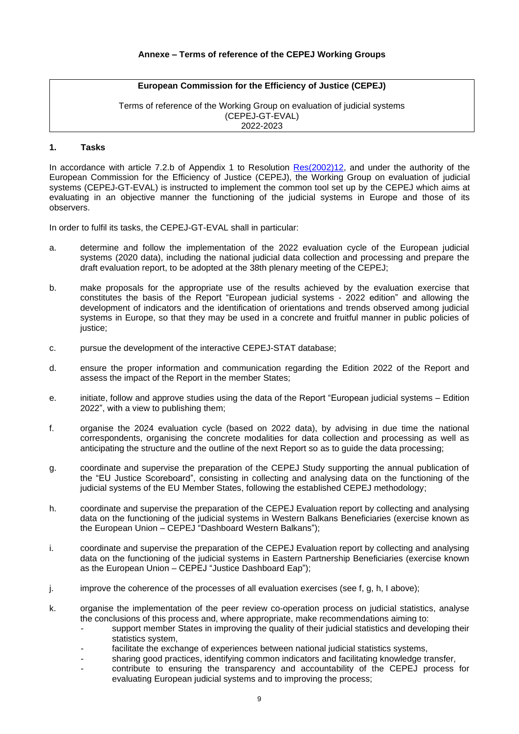**Annexe – Terms of reference of the CEPEJ Working Groups**

**European Commission for the Efficiency of Justice (CEPEJ)**

Terms of reference of the Working Group on evaluation of judicial systems
(CEPEJ-GT-EVAL)
2022-2023

## 1. Tasks

In accordance with article 7.2.b of Appendix 1 to Resolution Res(2002)12, and under the authority of the European Commission for the Efficiency of Justice (CEPEJ), the Working Group on evaluation of judicial systems (CEPEJ-GT-EVAL) is instructed to implement the common tool set up by the CEPEJ which aims at evaluating in an objective manner the functioning of the judicial systems in Europe and those of its observers.

In order to fulfil its tasks, the CEPEJ-GT-EVAL shall in particular:

a. determine and follow the implementation of the 2022 evaluation cycle of the European judicial systems (2020 data), including the national judicial data collection and processing and prepare the draft evaluation report, to be adopted at the 38th plenary meeting of the CEPEJ;

b. make proposals for the appropriate use of the results achieved by the evaluation exercise that constitutes the basis of the Report "European judicial systems - 2022 edition" and allowing the development of indicators and the identification of orientations and trends observed among judicial systems in Europe, so that they may be used in a concrete and fruitful manner in public policies of justice;

c. pursue the development of the interactive CEPEJ-STAT database;

d. ensure the proper information and communication regarding the Edition 2022 of the Report and assess the impact of the Report in the member States;

e. initiate, follow and approve studies using the data of the Report "European judicial systems – Edition 2022", with a view to publishing them;

f. organise the 2024 evaluation cycle (based on 2022 data), by advising in due time the national correspondents, organising the concrete modalities for data collection and processing as well as anticipating the structure and the outline of the next Report so as to guide the data processing;

g. coordinate and supervise the preparation of the CEPEJ Study supporting the annual publication of the "EU Justice Scoreboard", consisting in collecting and analysing data on the functioning of the judicial systems of the EU Member States, following the established CEPEJ methodology;

h. coordinate and supervise the preparation of the CEPEJ Evaluation report by collecting and analysing data on the functioning of the judicial systems in Western Balkans Beneficiaries (exercise known as the European Union – CEPEJ "Dashboard Western Balkans");

i. coordinate and supervise the preparation of the CEPEJ Evaluation report by collecting and analysing data on the functioning of the judicial systems in Eastern Partnership Beneficiaries (exercise known as the European Union – CEPEJ "Justice Dashboard Eap");

j. improve the coherence of the processes of all evaluation exercises (see f, g, h, I above);

k. organise the implementation of the peer review co-operation process on judicial statistics, analyse the conclusions of this process and, where appropriate, make recommendations aiming to:
   - support member States in improving the quality of their judicial statistics and developing their statistics system,
   - facilitate the exchange of experiences between national judicial statistics systems,
   - sharing good practices, identifying common indicators and facilitating knowledge transfer,
   - contribute to ensuring the transparency and accountability of the CEPEJ process for evaluating European judicial systems and to improving the process;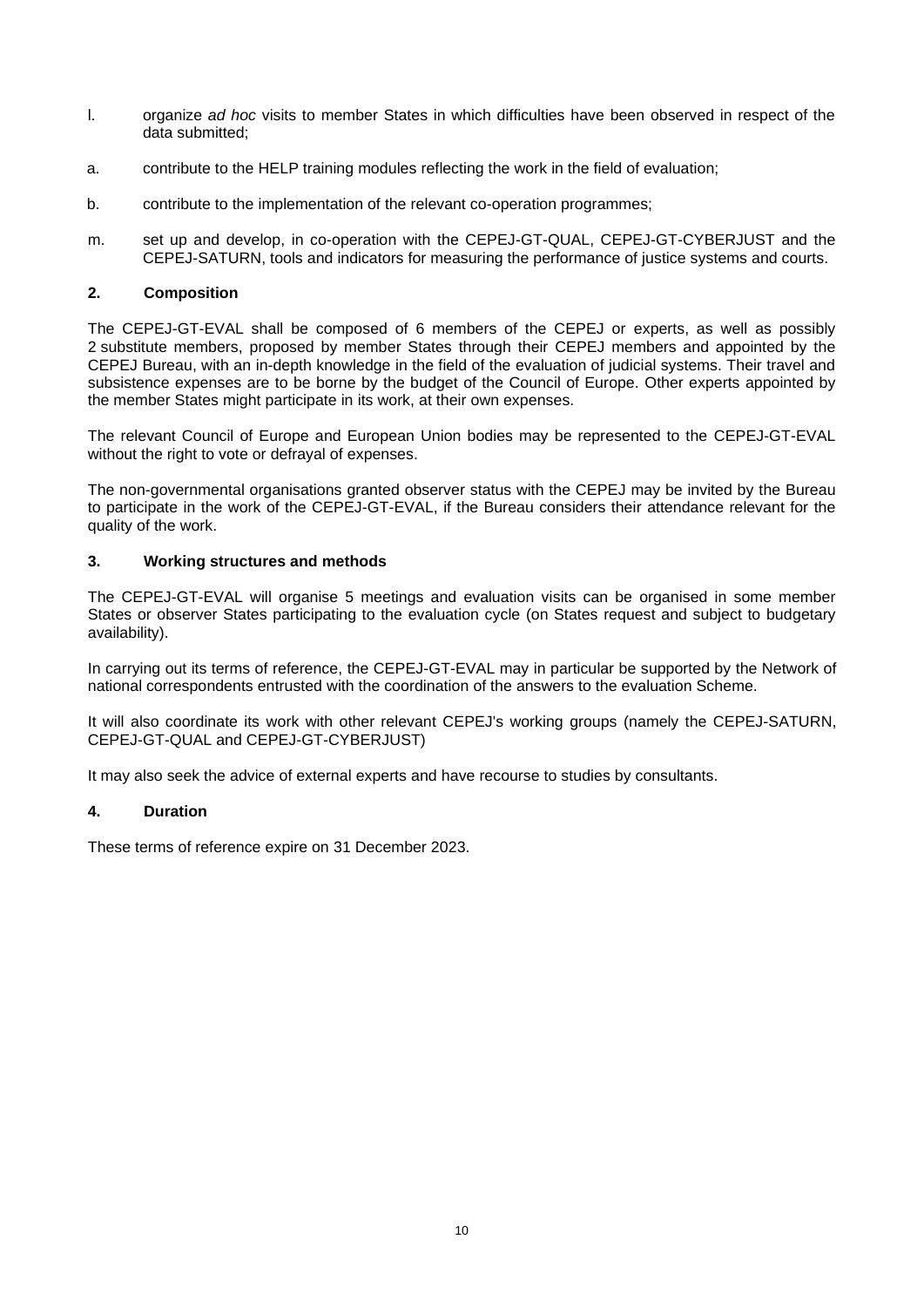l. organize *ad hoc* visits to member States in which difficulties have been observed in respect of the data submitted;

a. contribute to the HELP training modules reflecting the work in the field of evaluation;

b. contribute to the implementation of the relevant co-operation programmes;

m. set up and develop, in co-operation with the CEPEJ-GT-QUAL, CEPEJ-GT-CYBERJUST and the CEPEJ-SATURN, tools and indicators for measuring the performance of justice systems and courts.

**2. Composition**

The CEPEJ-GT-EVAL shall be composed of 6 members of the CEPEJ or experts, as well as possibly 2 substitute members, proposed by member States through their CEPEJ members and appointed by the CEPEJ Bureau, with an in-depth knowledge in the field of the evaluation of judicial systems. Their travel and subsistence expenses are to be borne by the budget of the Council of Europe. Other experts appointed by the member States might participate in its work, at their own expenses.

The relevant Council of Europe and European Union bodies may be represented to the CEPEJ-GT-EVAL without the right to vote or defrayal of expenses.

The non-governmental organisations granted observer status with the CEPEJ may be invited by the Bureau to participate in the work of the CEPEJ-GT-EVAL, if the Bureau considers their attendance relevant for the quality of the work.

**3. Working structures and methods**

The CEPEJ-GT-EVAL will organise 5 meetings and evaluation visits can be organised in some member States or observer States participating to the evaluation cycle (on States request and subject to budgetary availability).

In carrying out its terms of reference, the CEPEJ-GT-EVAL may in particular be supported by the Network of national correspondents entrusted with the coordination of the answers to the evaluation Scheme.

It will also coordinate its work with other relevant CEPEJ's working groups (namely the CEPEJ-SATURN, CEPEJ-GT-QUAL and CEPEJ-GT-CYBERJUST)

It may also seek the advice of external experts and have recourse to studies by consultants.

**4. Duration**

These terms of reference expire on 31 December 2023.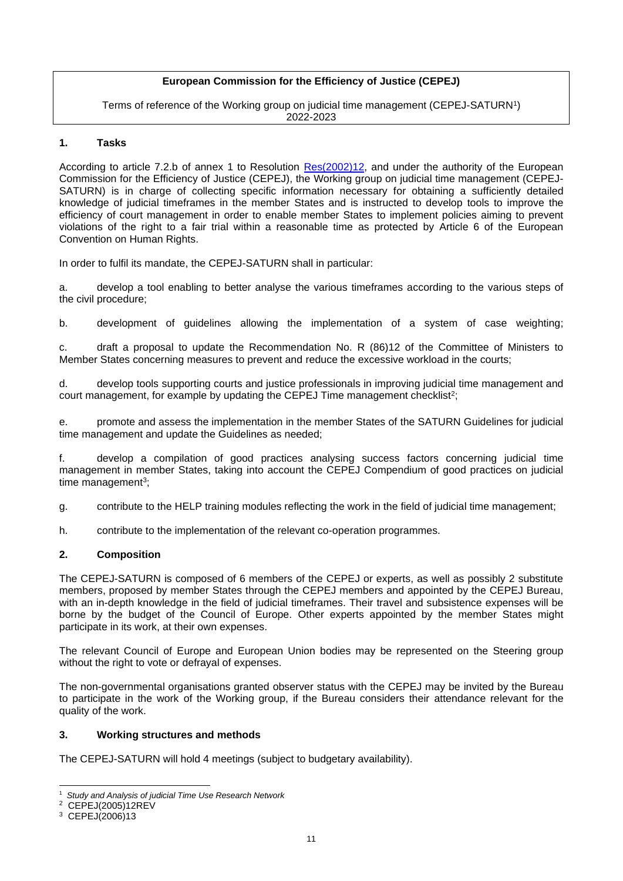**European Commission for the Efficiency of Justice (CEPEJ)**

Terms of reference of the Working group on judicial time management (CEPEJ-SATURN[1])
2022-2023

## 1. Tasks

According to article 7.2.b of annex 1 to Resolution [Res(2002)12](), and under the authority of the European Commission for the Efficiency of Justice (CEPEJ), the Working group on judicial time management (CEPEJ-SATURN) is in charge of collecting specific information necessary for obtaining a sufficiently detailed knowledge of judicial timeframes in the member States and is instructed to develop tools to improve the efficiency of court management in order to enable member States to implement policies aiming to prevent violations of the right to a fair trial within a reasonable time as protected by Article 6 of the European Convention on Human Rights.

In order to fulfil its mandate, the CEPEJ-SATURN shall in particular:

a. develop a tool enabling to better analyse the various timeframes according to the various steps of the civil procedure;

b. development of guidelines allowing the implementation of a system of case weighting;

c. draft a proposal to update the Recommendation No. R (86)12 of the Committee of Ministers to Member States concerning measures to prevent and reduce the excessive workload in the courts;

d. develop tools supporting courts and justice professionals in improving judicial time management and court management, for example by updating the CEPEJ Time management checklist[2];

e. promote and assess the implementation in the member States of the SATURN Guidelines for judicial time management and update the Guidelines as needed;

f. develop a compilation of good practices analysing success factors concerning judicial time management in member States, taking into account the CEPEJ Compendium of good practices on judicial time management[3];

g. contribute to the HELP training modules reflecting the work in the field of judicial time management;

h. contribute to the implementation of the relevant co-operation programmes.

## 2. Composition

The CEPEJ-SATURN is composed of 6 members of the CEPEJ or experts, as well as possibly 2 substitute members, proposed by member States through the CEPEJ members and appointed by the CEPEJ Bureau, with an in-depth knowledge in the field of judicial timeframes. Their travel and subsistence expenses will be borne by the budget of the Council of Europe. Other experts appointed by the member States might participate in its work, at their own expenses.

The relevant Council of Europe and European Union bodies may be represented on the Steering group without the right to vote or defrayal of expenses.

The non-governmental organisations granted observer status with the CEPEJ may be invited by the Bureau to participate in the work of the Working group, if the Bureau considers their attendance relevant for the quality of the work.

## 3. Working structures and methods

The CEPEJ-SATURN will hold 4 meetings (subject to budgetary availability).

---

[1] *Study and Analysis of judicial Time Use Research Network*

[2] CEPEJ(2005)12REV

[3] CEPEJ(2006)13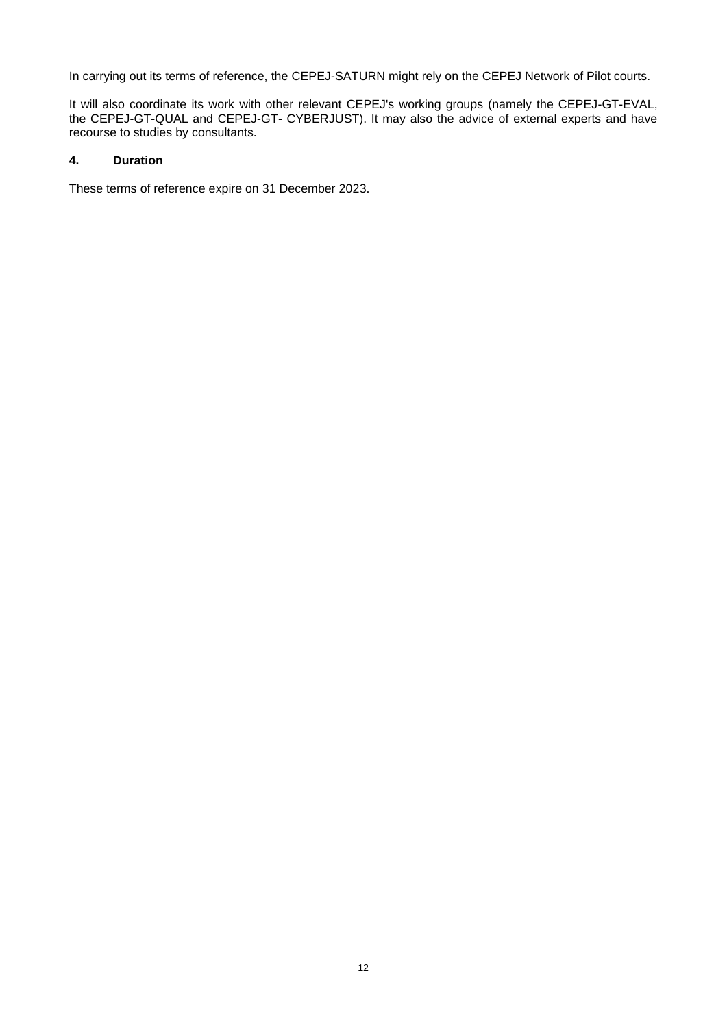In carrying out its terms of reference, the CEPEJ-SATURN might rely on the CEPEJ Network of Pilot courts.

It will also coordinate its work with other relevant CEPEJ's working groups (namely the CEPEJ-GT-EVAL, the CEPEJ-GT-QUAL and CEPEJ-GT- CYBERJUST). It may also the advice of external experts and have recourse to studies by consultants.

### 4. Duration

These terms of reference expire on 31 December 2023.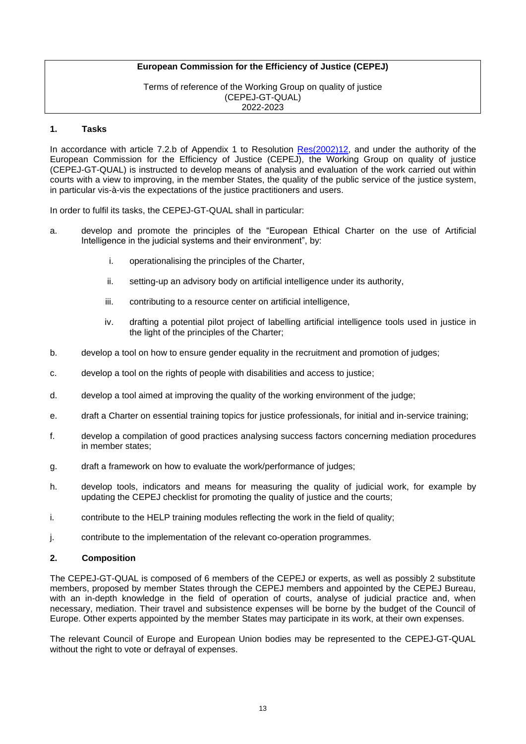**European Commission for the Efficiency of Justice (CEPEJ)**

Terms of reference of the Working Group on quality of justice
(CEPEJ-GT-QUAL)
2022-2023

## 1. Tasks

In accordance with article 7.2.b of Appendix 1 to Resolution Res(2002)12, and under the authority of the European Commission for the Efficiency of Justice (CEPEJ), the Working Group on quality of justice (CEPEJ-GT-QUAL) is instructed to develop means of analysis and evaluation of the work carried out within courts with a view to improving, in the member States, the quality of the public service of the justice system, in particular vis-à-vis the expectations of the justice practitioners and users.

In order to fulfil its tasks, the CEPEJ-GT-QUAL shall in particular:

a. develop and promote the principles of the "European Ethical Charter on the use of Artificial Intelligence in the judicial systems and their environment", by:

   i. operationalising the principles of the Charter,

   ii. setting-up an advisory body on artificial intelligence under its authority,

   iii. contributing to a resource center on artificial intelligence,

   iv. drafting a potential pilot project of labelling artificial intelligence tools used in justice in the light of the principles of the Charter;

b. develop a tool on how to ensure gender equality in the recruitment and promotion of judges;

c. develop a tool on the rights of people with disabilities and access to justice;

d. develop a tool aimed at improving the quality of the working environment of the judge;

e. draft a Charter on essential training topics for justice professionals, for initial and in-service training;

f. develop a compilation of good practices analysing success factors concerning mediation procedures in member states;

g. draft a framework on how to evaluate the work/performance of judges;

h. develop tools, indicators and means for measuring the quality of judicial work, for example by updating the CEPEJ checklist for promoting the quality of justice and the courts;

i. contribute to the HELP training modules reflecting the work in the field of quality;

j. contribute to the implementation of the relevant co-operation programmes.

## 2. Composition

The CEPEJ-GT-QUAL is composed of 6 members of the CEPEJ or experts, as well as possibly 2 substitute members, proposed by member States through the CEPEJ members and appointed by the CEPEJ Bureau, with an in-depth knowledge in the field of operation of courts, analyse of judicial practice and, when necessary, mediation. Their travel and subsistence expenses will be borne by the budget of the Council of Europe. Other experts appointed by the member States may participate in its work, at their own expenses.

The relevant Council of Europe and European Union bodies may be represented to the CEPEJ-GT-QUAL without the right to vote or defrayal of expenses.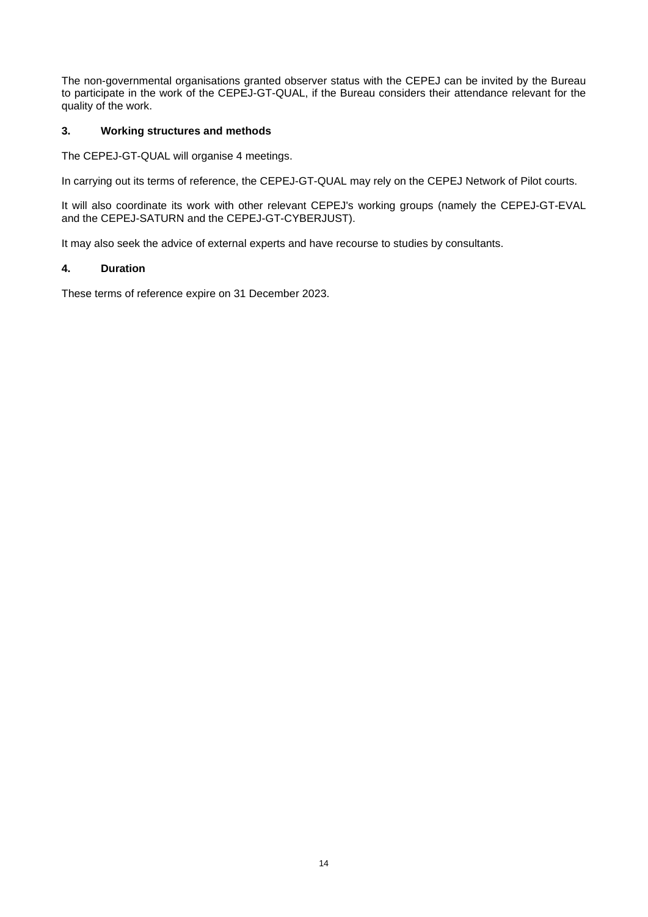The non-governmental organisations granted observer status with the CEPEJ can be invited by the Bureau to participate in the work of the CEPEJ-GT-QUAL, if the Bureau considers their attendance relevant for the quality of the work.

### 3. Working structures and methods

The CEPEJ-GT-QUAL will organise 4 meetings.

In carrying out its terms of reference, the CEPEJ-GT-QUAL may rely on the CEPEJ Network of Pilot courts.

It will also coordinate its work with other relevant CEPEJ's working groups (namely the CEPEJ-GT-EVAL and the CEPEJ-SATURN and the CEPEJ-GT-CYBERJUST).

It may also seek the advice of external experts and have recourse to studies by consultants.

### 4. Duration

These terms of reference expire on 31 December 2023.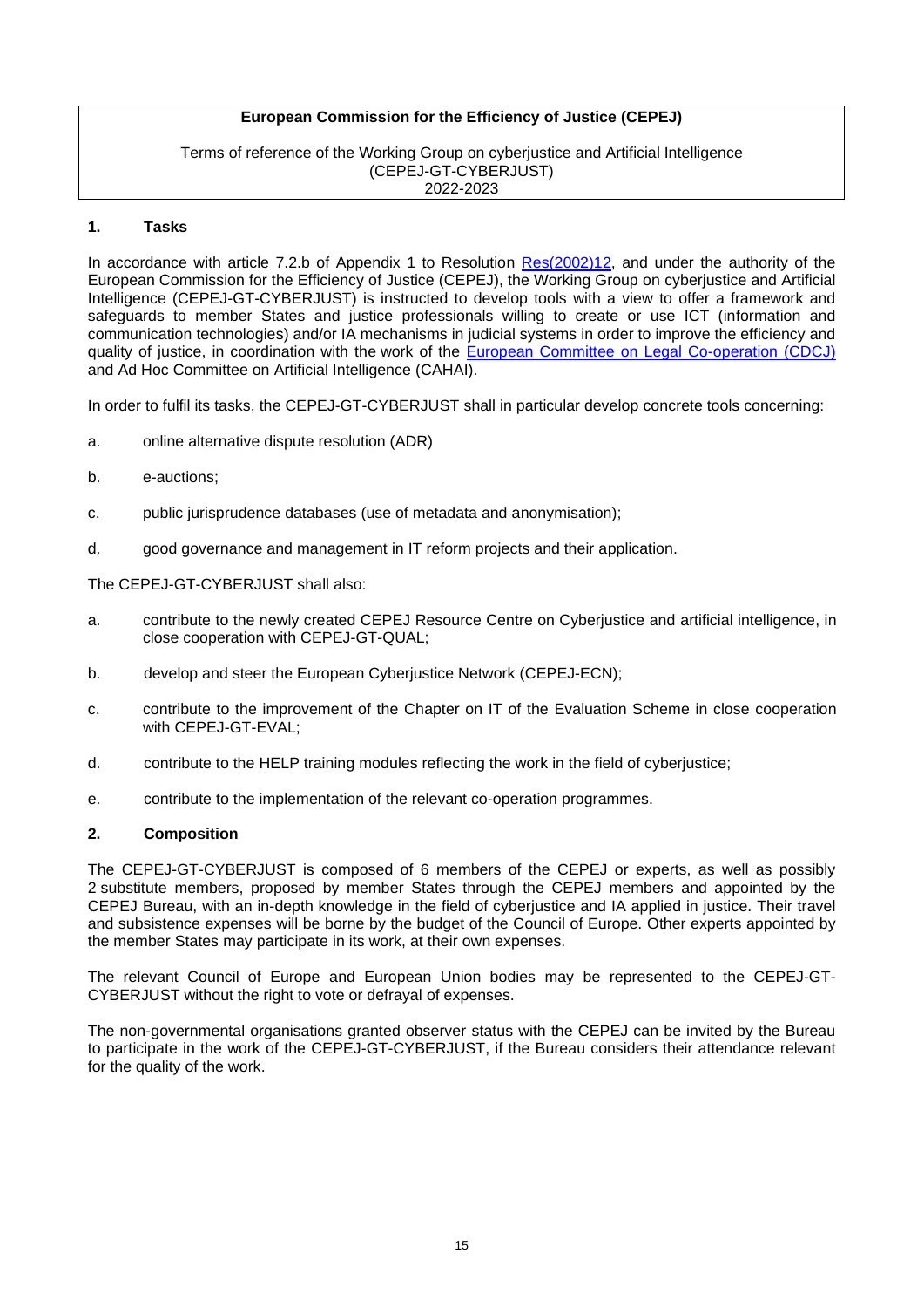**European Commission for the Efficiency of Justice (CEPEJ)**

Terms of reference of the Working Group on cyberjustice and Artificial Intelligence (CEPEJ-GT-CYBERJUST)
2022-2023

## 1. Tasks

In accordance with article 7.2.b of Appendix 1 to Resolution [Res(2002)12](), and under the authority of the European Commission for the Efficiency of Justice (CEPEJ), the Working Group on cyberjustice and Artificial Intelligence (CEPEJ-GT-CYBERJUST) is instructed to develop tools with a view to offer a framework and safeguards to member States and justice professionals willing to create or use ICT (information and communication technologies) and/or IA mechanisms in judicial systems in order to improve the efficiency and quality of justice, in coordination with the work of the [European Committee on Legal Co-operation (CDCJ)]() and Ad Hoc Committee on Artificial Intelligence (CAHAI).

In order to fulfil its tasks, the CEPEJ-GT-CYBERJUST shall in particular develop concrete tools concerning:

a. online alternative dispute resolution (ADR)

b. e-auctions;

c. public jurisprudence databases (use of metadata and anonymisation);

d. good governance and management in IT reform projects and their application.

The CEPEJ-GT-CYBERJUST shall also:

a. contribute to the newly created CEPEJ Resource Centre on Cyberjustice and artificial intelligence, in close cooperation with CEPEJ-GT-QUAL;

b. develop and steer the European Cyberjustice Network (CEPEJ-ECN);

c. contribute to the improvement of the Chapter on IT of the Evaluation Scheme in close cooperation with CEPEJ-GT-EVAL;

d. contribute to the HELP training modules reflecting the work in the field of cyberjustice;

e. contribute to the implementation of the relevant co-operation programmes.

## 2. Composition

The CEPEJ-GT-CYBERJUST is composed of 6 members of the CEPEJ or experts, as well as possibly 2 substitute members, proposed by member States through the CEPEJ members and appointed by the CEPEJ Bureau, with an in-depth knowledge in the field of cyberjustice and IA applied in justice. Their travel and subsistence expenses will be borne by the budget of the Council of Europe. Other experts appointed by the member States may participate in its work, at their own expenses.

The relevant Council of Europe and European Union bodies may be represented to the CEPEJ-GT-CYBERJUST without the right to vote or defrayal of expenses.

The non-governmental organisations granted observer status with the CEPEJ can be invited by the Bureau to participate in the work of the CEPEJ-GT-CYBERJUST, if the Bureau considers their attendance relevant for the quality of the work.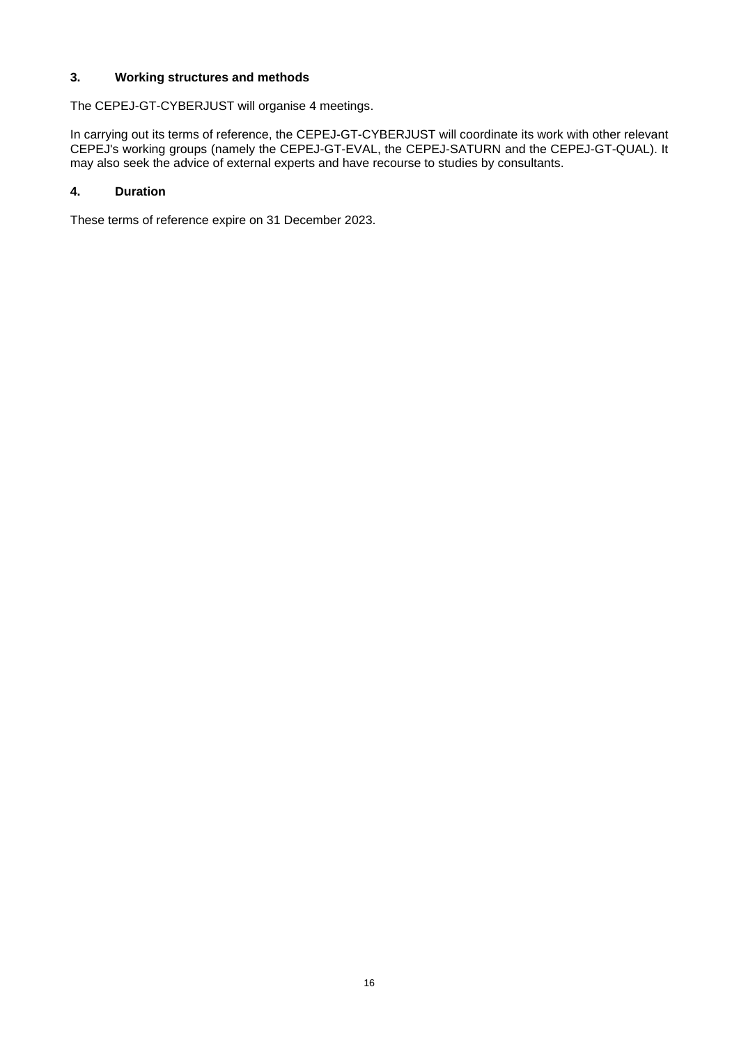### 3. Working structures and methods

The CEPEJ-GT-CYBERJUST will organise 4 meetings.

In carrying out its terms of reference, the CEPEJ-GT-CYBERJUST will coordinate its work with other relevant CEPEJ's working groups (namely the CEPEJ-GT-EVAL, the CEPEJ-SATURN and the CEPEJ-GT-QUAL). It may also seek the advice of external experts and have recourse to studies by consultants.

### 4. Duration

These terms of reference expire on 31 December 2023.